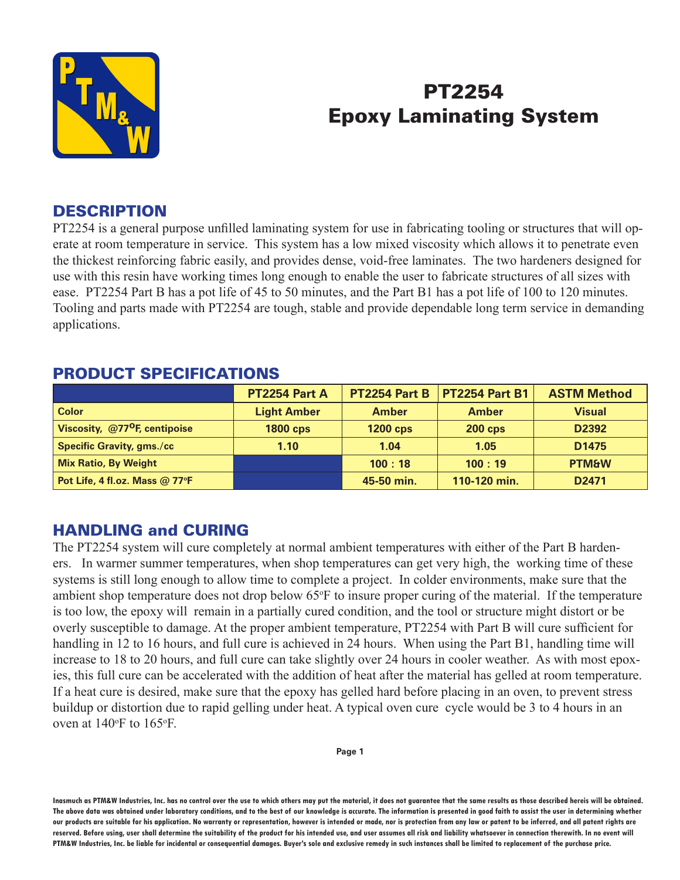# PT2254
# Epoxy Laminating System

## DESCRIPTION

PT2254 is a general purpose unfilled laminating system for use in fabricating tooling or structures that will operate at room temperature in service. This system has a low mixed viscosity which allows it to penetrate even the thickest reinforcing fabric easily, and provides dense, void-free laminates. The two hardeners designed for use with this resin have working times long enough to enable the user to fabricate structures of all sizes with ease. PT2254 Part B has a pot life of 45 to 50 minutes, and the Part B1 has a pot life of 100 to 120 minutes. Tooling and parts made with PT2254 are tough, stable and provide dependable long term service in demanding applications.

## PRODUCT SPECIFICATIONS

| | PT2254 Part A | PT2254 Part B | PT2254 Part B1 | ASTM Method |
|---|---|---|---|---|
| Color | Light Amber | Amber | Amber | Visual |
| Viscosity, @77°F, centipoise | 1800 cps | 1200 cps | 200 cps | D2392 |
| Specific Gravity, gms./cc | 1.10 | 1.04 | 1.05 | D1475 |
| Mix Ratio, By Weight | | 100 : 18 | 100 : 19 | PTM&W |
| Pot Life, 4 fl.oz. Mass @ 77°F | | 45-50 min. | 110-120 min. | D2471 |

## HANDLING and CURING

The PT2254 system will cure completely at normal ambient temperatures with either of the Part B hardeners. In warmer summer temperatures, when shop temperatures can get very high, the working time of these systems is still long enough to allow time to complete a project. In colder environments, make sure that the ambient shop temperature does not drop below 65°F to insure proper curing of the material. If the temperature is too low, the epoxy will remain in a partially cured condition, and the tool or structure might distort or be overly susceptible to damage. At the proper ambient temperature, PT2254 with Part B will cure sufficient for handling in 12 to 16 hours, and full cure is achieved in 24 hours. When using the Part B1, handling time will increase to 18 to 20 hours, and full cure can take slightly over 24 hours in cooler weather. As with most epoxies, this full cure can be accelerated with the addition of heat after the material has gelled at room temperature. If a heat cure is desired, make sure that the epoxy has gelled hard before placing in an oven, to prevent stress buildup or distortion due to rapid gelling under heat. A typical oven cure cycle would be 3 to 4 hours in an oven at 140°F to 165°F.

**Inasmuch as PTM&W Industries, Inc. has no control over the use to which others may put the material, it does not guarantee that the same results as those described hereis will be obtained. The above data was obtained under laboratory conditions, and to the best of our knowledge is accurate. The information is presented in good faith to assist the user in determining whether our products are suitable for his application. No warranty or representation, however is intended or made, nor is protection from any law or patent to be inferred, and all patent rights are reserved. Before using, user shall determine the suitability of the product for his intended use, and user assumes all risk and liability whatsoever in connection therewith. In no event will PTM&W Industries, Inc. be liable for incidental or consequential damages. Buyer's sole and exclusive remedy in such instances shall be limited to replacement of the purchase price.**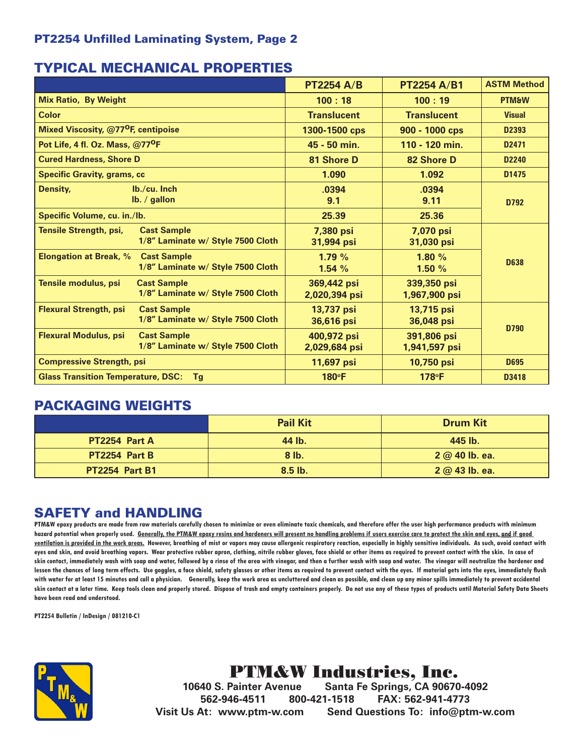## TYPICAL MECHANICAL PROPERTIES

| | | PT2254 A/B | PT2254 A/B1 | ASTM Method |
|---|---|---|---|---|
| Mix Ratio, By Weight | | 100 : 18 | 100 : 19 | PTM&W |
| Color | | Translucent | Translucent | Visual |
| Mixed Viscosity, @77°F, centipoise | | 1300-1500 cps | 900 - 1000 cps | D2393 |
| Pot Life, 4 fl. Oz. Mass, @77°F | | 45 - 50 min. | 110 - 120 min. | D2471 |
| Cured Hardness, Shore D | | 81 Shore D | 82 Shore D | D2240 |
| Specific Gravity, grams, cc | | 1.090 | 1.092 | D1475 |
| Density, | lb./cu. Inch | .0394 | .0394 | D792 |
| | lb. / gallon | 9.1 | 9.11 | D792 |
| Specific Volume, cu. in./lb. | | 25.39 | 25.36 | D792 |
| Tensile Strength, psi, | Cast Sample | 7,380 psi | 7,070 psi | D638 |
| | 1/8" Laminate w/ Style 7500 Cloth | 31,994 psi | 31,030 psi | D638 |
| Elongation at Break, % | Cast Sample | 1.79 % | 1.80 % | D638 |
| | 1/8" Laminate w/ Style 7500 Cloth | 1.54 % | 1.50 % | D638 |
| Tensile modulus, psi | Cast Sample | 369,442 psi | 339,350 psi | D638 |
| | 1/8" Laminate w/ Style 7500 Cloth | 2,020,394 psi | 1,967,900 psi | D638 |
| Flexural Strength, psi | Cast Sample | 13,737 psi | 13,715 psi | D790 |
| | 1/8" Laminate w/ Style 7500 Cloth | 36,616 psi | 36,048 psi | D790 |
| Flexural Modulus, psi | Cast Sample | 400,972 psi | 391,806 psi | D790 |
| | 1/8" Laminate w/ Style 7500 Cloth | 2,029,684 psi | 1,941,597 psi | D790 |
| Compressive Strength, psi | | 11,697 psi | 10,750 psi | D695 |
| Glass Transition Temperature, DSC: Tg | | 180°F | 178°F | D3418 |

## PACKAGING WEIGHTS

| | Pail Kit | Drum Kit |
|---|---|---|
| PT2254 Part A | 44 lb. | 445 lb. |
| PT2254 Part B | 8 lb. | 2 @ 40 lb. ea. |
| PT2254 Part B1 | 8.5 lb. | 2 @ 43 lb. ea. |

## SAFETY and HANDLING

PTM&W epoxy products are made from raw materials carefully chosen to minimize or even eliminate toxic chemicals, and therefore offer the user high performance products with minimum hazard potential when properly used. Generally, the PTM&W epoxy resins and hardeners will present no handling problems if users exercise care to protect the skin and eyes, and if good ventilation is provided in the work areas. However, breathing of mist or vapors may cause allergenic respiratory reaction, especially in highly sensitive individuals. As such, avoid contact with eyes and skin, and avoid breathing vapors. Wear protective rubber apron, clothing, nitrile rubber gloves, face shield or other items as required to prevent contact with the skin. In case of skin contact, immediately wash with soap and water, followed by a rinse of the area with vinegar, and then a further wash with soap and water. The vinegar will neutralize the hardener and lessen the chances of long term effects. Use goggles, a face shield, safety glasses or other items as required to prevent contact with the eyes. If material gets into the eyes, immediately flush with water for at least 15 minutes and call a physician. Generally, keep the work area as uncluttered and clean as possible, and clean up any minor spills immediately to prevent accidental skin contact at a later time. Keep tools clean and properly stored. Dispose of trash and empty containers properly. Do not use any of these types of products until Material Safety Data Sheets have been read and understood.

PT2254 Bulletin / InDesign / 081210-C1

**PTM&W Industries, Inc.**
10640 S. Painter Avenue Santa Fe Springs, CA 90670-4092
562-946-4511 800-421-1518 FAX: 562-941-4773
Visit Us At: www.ptm-w.com Send Questions To: info@ptm-w.com